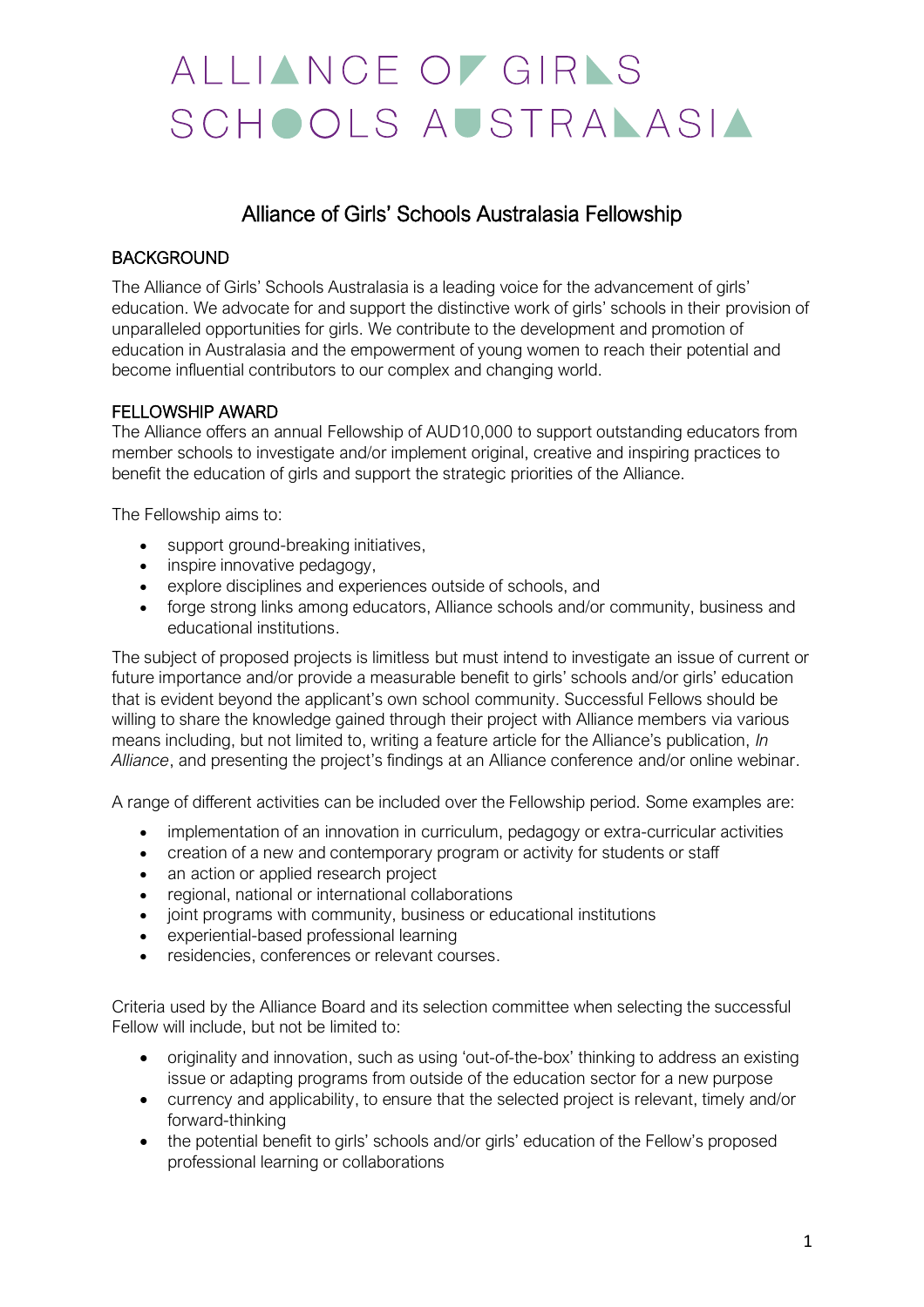# ALLIANCE OF GIRLS SCHOOLS AUSTRALASIA

## Alliance of Girls' Schools Australasia Fellowship

### BACKGROUND

The Alliance of Girls' Schools Australasia is a leading voice for the advancement of girls' education. We advocate for and support the distinctive work of girls' schools in their provision of unparalleled opportunities for girls. We contribute to the development and promotion of education in Australasia and the empowerment of young women to reach their potential and become influential contributors to our complex and changing world.

### FELLOWSHIP AWARD

The Alliance offers an annual Fellowship of AUD10,000 to support outstanding educators from member schools to investigate and/or implement original, creative and inspiring practices to benefit the education of girls and support the strategic priorities of the Alliance.

The Fellowship aims to:

- support ground-breaking initiatives,
- inspire innovative pedagogy,
- explore disciplines and experiences outside of schools, and
- forge strong links among educators, Alliance schools and/or community, business and educational institutions.

The subject of proposed projects is limitless but must intend to investigate an issue of current or future importance and/or provide a measurable benefit to girls' schools and/or girls' education that is evident beyond the applicant's own school community. Successful Fellows should be willing to share the knowledge gained through their project with Alliance members via various means including, but not limited to, writing a feature article for the Alliance's publication, *In Alliance*, and presenting the project's findings at an Alliance conference and/or online webinar.

A range of different activities can be included over the Fellowship period. Some examples are:

- implementation of an innovation in curriculum, pedagogy or extra-curricular activities
- creation of a new and contemporary program or activity for students or staff
- an action or applied research project
- regional, national or international collaborations
- joint programs with community, business or educational institutions
- experiential-based professional learning
- residencies, conferences or relevant courses.

Criteria used by the Alliance Board and its selection committee when selecting the successful Fellow will include, but not be limited to:

- originality and innovation, such as using 'out-of-the-box' thinking to address an existing issue or adapting programs from outside of the education sector for a new purpose
- currency and applicability, to ensure that the selected project is relevant, timely and/or forward-thinking
- the potential benefit to girls' schools and/or girls' education of the Fellow's proposed professional learning or collaborations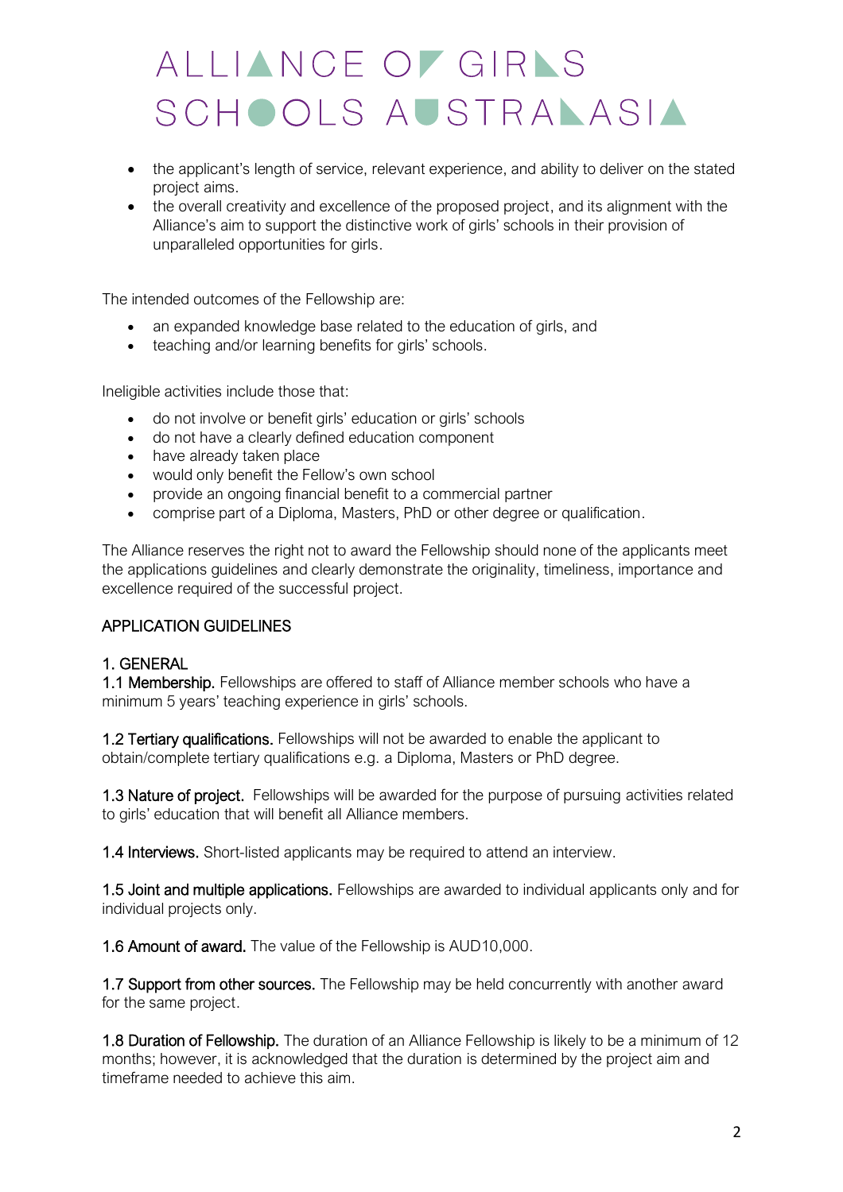- the applicant's length of service, relevant experience, and ability to deliver on the stated project aims.
- the overall creativity and excellence of the proposed project, and its alignment with the Alliance's aim to support the distinctive work of girls' schools in their provision of unparalleled opportunities for girls.

The intended outcomes of the Fellowship are:

- an expanded knowledge base related to the education of girls, and
- teaching and/or learning benefits for girls' schools.

Ineligible activities include those that:

- do not involve or benefit girls' education or girls' schools
- do not have a clearly defined education component
- have already taken place
- would only benefit the Fellow's own school
- provide an ongoing financial benefit to a commercial partner
- comprise part of a Diploma, Masters, PhD or other degree or qualification.

The Alliance reserves the right not to award the Fellowship should none of the applicants meet the applications guidelines and clearly demonstrate the originality, timeliness, importance and excellence required of the successful project.

## APPLICATION GUIDELINES

### 1. GENERAL

**1.1 Membership.** Fellowships are offered to staff of Alliance member schools who have a minimum 5 years' teaching experience in girls' schools.

**1.2 Tertiary qualifications.** Fellowships will not be awarded to enable the applicant to obtain/complete tertiary qualifications e.g. a Diploma, Masters or PhD degree.

**1.3 Nature of project.** Fellowships will be awarded for the purpose of pursuing activities related to girls' education that will benefit all Alliance members.

**1.4 Interviews.** Short-listed applicants may be required to attend an interview.

**1.5 Joint and multiple applications.** Fellowships are awarded to individual applicants only and for individual projects only.

**1.6 Amount of award.** The value of the Fellowship is AUD10,000.

**1.7 Support from other sources.** The Fellowship may be held concurrently with another award for the same project.

**1.8 Duration of Fellowship.** The duration of an Alliance Fellowship is likely to be a minimum of 12 months; however, it is acknowledged that the duration is determined by the project aim and timeframe needed to achieve this aim.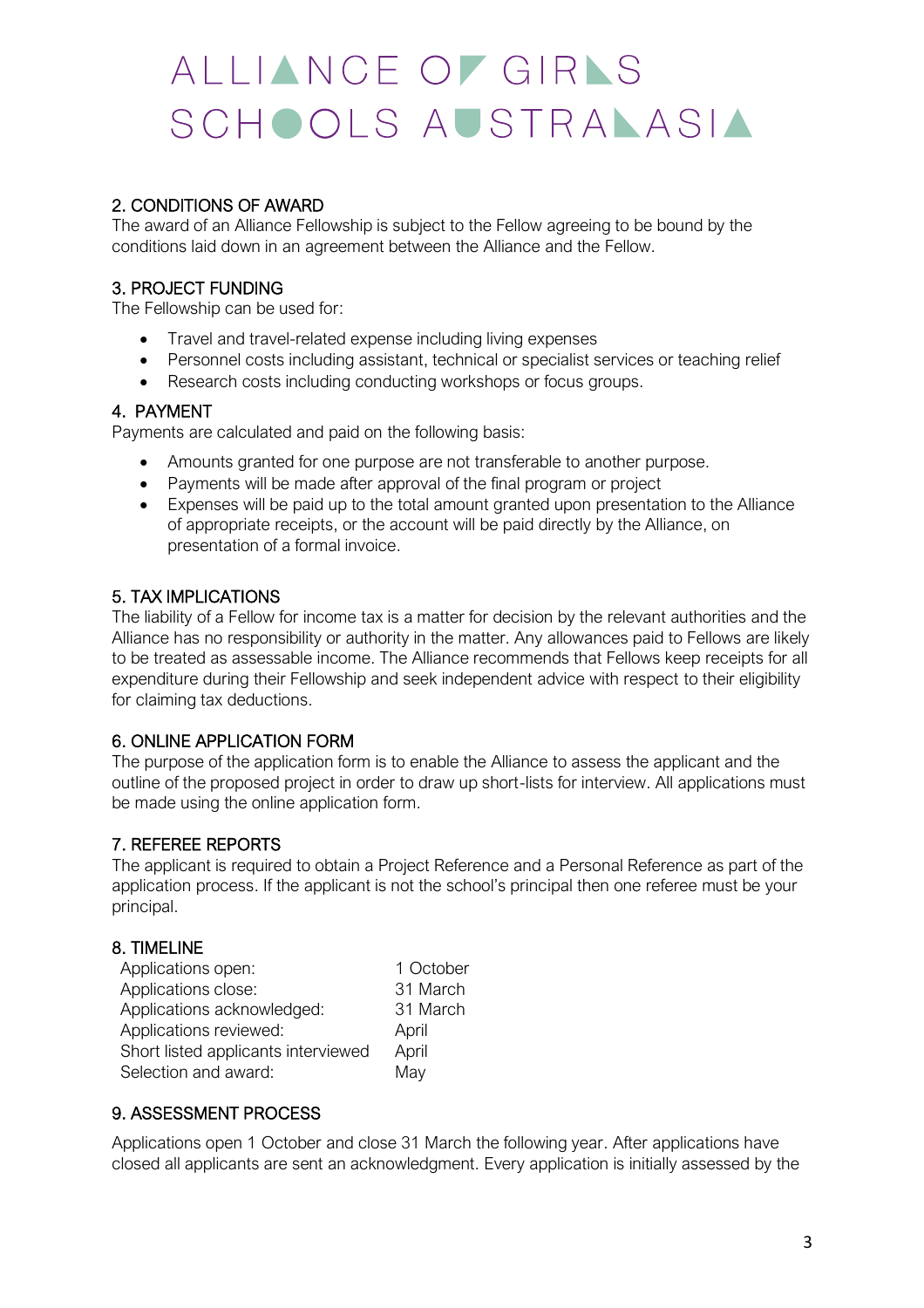## 2. CONDITIONS OF AWARD

The award of an Alliance Fellowship is subject to the Fellow agreeing to be bound by the conditions laid down in an agreement between the Alliance and the Fellow.

## 3. PROJECT FUNDING

The Fellowship can be used for:

- Travel and travel-related expense including living expenses
- Personnel costs including assistant, technical or specialist services or teaching relief
- Research costs including conducting workshops or focus groups.

## 4. PAYMENT

Payments are calculated and paid on the following basis:

- Amounts granted for one purpose are not transferable to another purpose.
- Payments will be made after approval of the final program or project
- Expenses will be paid up to the total amount granted upon presentation to the Alliance of appropriate receipts, or the account will be paid directly by the Alliance, on presentation of a formal invoice.

## 5. TAX IMPLICATIONS

The liability of a Fellow for income tax is a matter for decision by the relevant authorities and the Alliance has no responsibility or authority in the matter. Any allowances paid to Fellows are likely to be treated as assessable income. The Alliance recommends that Fellows keep receipts for all expenditure during their Fellowship and seek independent advice with respect to their eligibility for claiming tax deductions.

## 6. ONLINE APPLICATION FORM

The purpose of the application form is to enable the Alliance to assess the applicant and the outline of the proposed project in order to draw up short-lists for interview. All applications must be made using the online application form.

## 7. REFEREE REPORTS

The applicant is required to obtain a Project Reference and a Personal Reference as part of the application process. If the applicant is not the school's principal then one referee must be your principal.

## 8. TIMELINE

| | |
|---|---|
| Applications open: | 1 October |
| Applications close: | 31 March |
| Applications acknowledged: | 31 March |
| Applications reviewed: | April |
| Short listed applicants interviewed | April |
| Selection and award: | May |

## 9. ASSESSMENT PROCESS

Applications open 1 October and close 31 March the following year. After applications have closed all applicants are sent an acknowledgment. Every application is initially assessed by the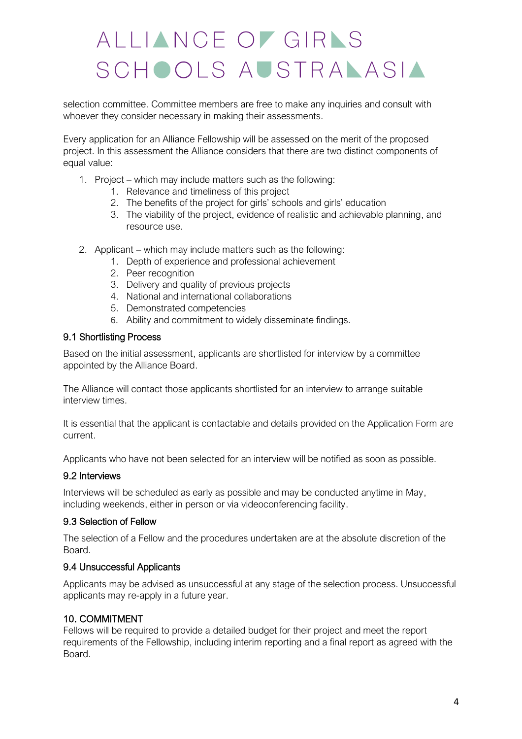selection committee. Committee members are free to make any inquiries and consult with whoever they consider necessary in making their assessments.

Every application for an Alliance Fellowship will be assessed on the merit of the proposed project. In this assessment the Alliance considers that there are two distinct components of equal value:

1. Project – which may include matters such as the following:
    1. Relevance and timeliness of this project
    2. The benefits of the project for girls' schools and girls' education
    3. The viability of the project, evidence of realistic and achievable planning, and resource use.

2. Applicant – which may include matters such as the following:
    1. Depth of experience and professional achievement
    2. Peer recognition
    3. Delivery and quality of previous projects
    4. National and international collaborations
    5. Demonstrated competencies
    6. Ability and commitment to widely disseminate findings.

### 9.1 Shortlisting Process

Based on the initial assessment, applicants are shortlisted for interview by a committee appointed by the Alliance Board.

The Alliance will contact those applicants shortlisted for an interview to arrange suitable interview times.

It is essential that the applicant is contactable and details provided on the Application Form are current.

Applicants who have not been selected for an interview will be notified as soon as possible.

### 9.2 Interviews

Interviews will be scheduled as early as possible and may be conducted anytime in May, including weekends, either in person or via videoconferencing facility.

### 9.3 Selection of Fellow

The selection of a Fellow and the procedures undertaken are at the absolute discretion of the Board.

### 9.4 Unsuccessful Applicants

Applicants may be advised as unsuccessful at any stage of the selection process. Unsuccessful applicants may re-apply in a future year.

## 10. COMMITMENT

Fellows will be required to provide a detailed budget for their project and meet the report requirements of the Fellowship, including interim reporting and a final report as agreed with the Board.